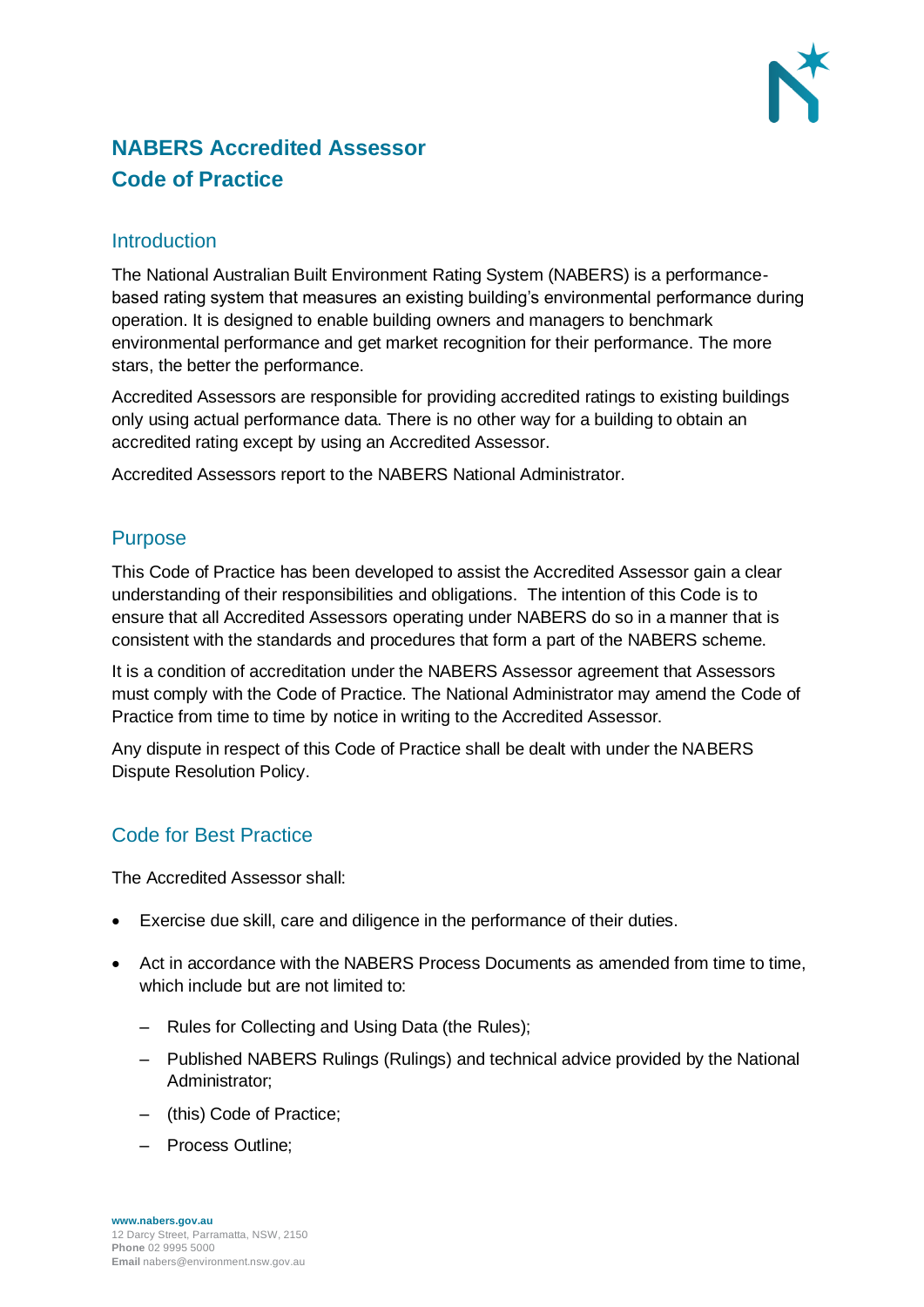# NABERS Accredited Assessor Code of Practice

## Introduction

The National Australian Built Environment Rating System (NABERS) is a performance-based rating system that measures an existing building's environmental performance during operation. It is designed to enable building owners and managers to benchmark environmental performance and get market recognition for their performance. The more stars, the better the performance.

Accredited Assessors are responsible for providing accredited ratings to existing buildings only using actual performance data. There is no other way for a building to obtain an accredited rating except by using an Accredited Assessor.

Accredited Assessors report to the NABERS National Administrator.

## Purpose

This Code of Practice has been developed to assist the Accredited Assessor gain a clear understanding of their responsibilities and obligations. The intention of this Code is to ensure that all Accredited Assessors operating under NABERS do so in a manner that is consistent with the standards and procedures that form a part of the NABERS scheme.

It is a condition of accreditation under the NABERS Assessor agreement that Assessors must comply with the Code of Practice. The National Administrator may amend the Code of Practice from time to time by notice in writing to the Accredited Assessor.

Any dispute in respect of this Code of Practice shall be dealt with under the NABERS Dispute Resolution Policy.

## Code for Best Practice

The Accredited Assessor shall:

- Exercise due skill, care and diligence in the performance of their duties.
- Act in accordance with the NABERS Process Documents as amended from time to time, which include but are not limited to:
  - Rules for Collecting and Using Data (the Rules);
  - Published NABERS Rulings (Rulings) and technical advice provided by the National Administrator;
  - (this) Code of Practice;
  - Process Outline;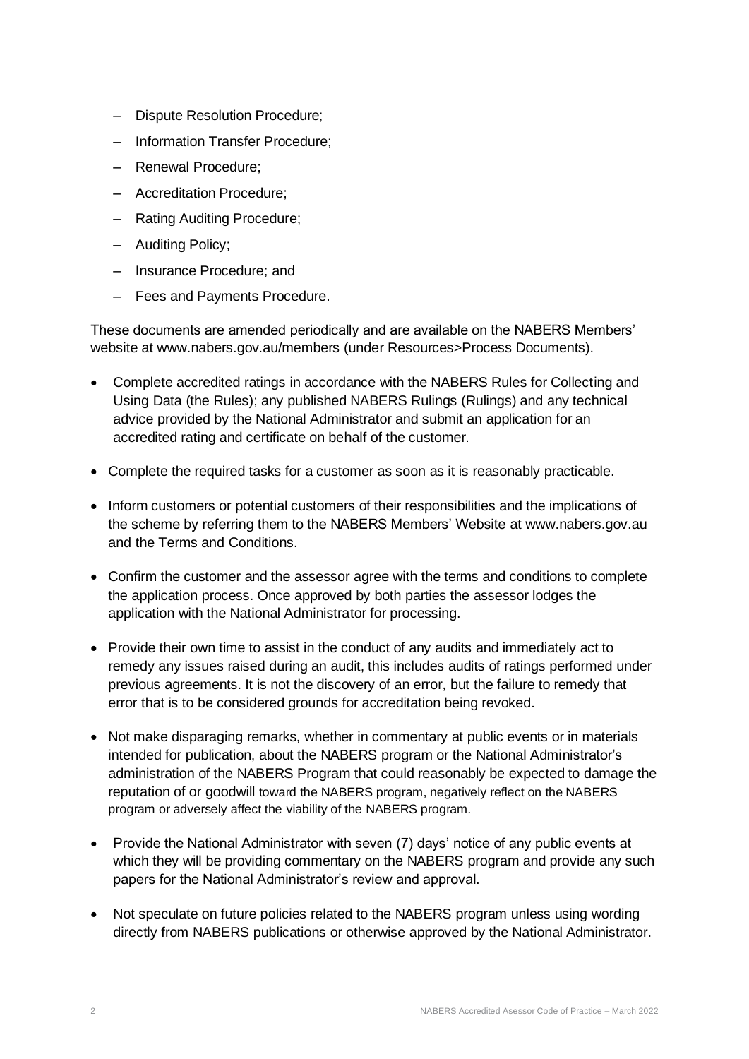- Dispute Resolution Procedure;
  - Information Transfer Procedure;
  - Renewal Procedure;
  - Accreditation Procedure;
  - Rating Auditing Procedure;
  - Auditing Policy;
  - Insurance Procedure; and
  - Fees and Payments Procedure.

These documents are amended periodically and are available on the NABERS Members' website at www.nabers.gov.au/members (under Resources>Process Documents).

- Complete accredited ratings in accordance with the NABERS Rules for Collecting and Using Data (the Rules); any published NABERS Rulings (Rulings) and any technical advice provided by the National Administrator and submit an application for an accredited rating and certificate on behalf of the customer.
- Complete the required tasks for a customer as soon as it is reasonably practicable.
- Inform customers or potential customers of their responsibilities and the implications of the scheme by referring them to the NABERS Members' Website at www.nabers.gov.au and the Terms and Conditions.
- Confirm the customer and the assessor agree with the terms and conditions to complete the application process. Once approved by both parties the assessor lodges the application with the National Administrator for processing.
- Provide their own time to assist in the conduct of any audits and immediately act to remedy any issues raised during an audit, this includes audits of ratings performed under previous agreements. It is not the discovery of an error, but the failure to remedy that error that is to be considered grounds for accreditation being revoked.
- Not make disparaging remarks, whether in commentary at public events or in materials intended for publication, about the NABERS program or the National Administrator's administration of the NABERS Program that could reasonably be expected to damage the reputation of or goodwill toward the NABERS program, negatively reflect on the NABERS program or adversely affect the viability of the NABERS program.
- Provide the National Administrator with seven (7) days' notice of any public events at which they will be providing commentary on the NABERS program and provide any such papers for the National Administrator's review and approval.
- Not speculate on future policies related to the NABERS program unless using wording directly from NABERS publications or otherwise approved by the National Administrator.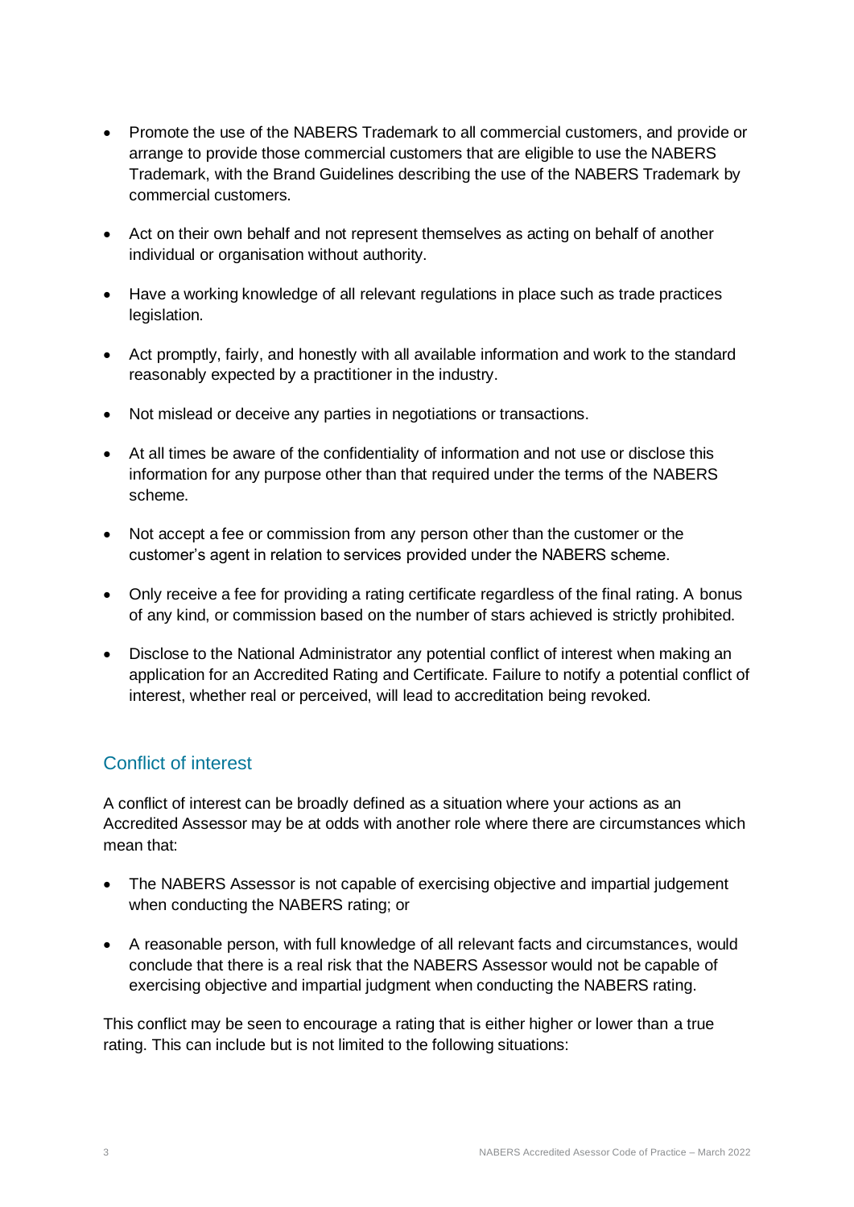- Promote the use of the NABERS Trademark to all commercial customers, and provide or arrange to provide those commercial customers that are eligible to use the NABERS Trademark, with the Brand Guidelines describing the use of the NABERS Trademark by commercial customers.
- Act on their own behalf and not represent themselves as acting on behalf of another individual or organisation without authority.
- Have a working knowledge of all relevant regulations in place such as trade practices legislation.
- Act promptly, fairly, and honestly with all available information and work to the standard reasonably expected by a practitioner in the industry.
- Not mislead or deceive any parties in negotiations or transactions.
- At all times be aware of the confidentiality of information and not use or disclose this information for any purpose other than that required under the terms of the NABERS scheme.
- Not accept a fee or commission from any person other than the customer or the customer's agent in relation to services provided under the NABERS scheme.
- Only receive a fee for providing a rating certificate regardless of the final rating. A bonus of any kind, or commission based on the number of stars achieved is strictly prohibited.
- Disclose to the National Administrator any potential conflict of interest when making an application for an Accredited Rating and Certificate. Failure to notify a potential conflict of interest, whether real or perceived, will lead to accreditation being revoked.

## Conflict of interest

A conflict of interest can be broadly defined as a situation where your actions as an Accredited Assessor may be at odds with another role where there are circumstances which mean that:

- The NABERS Assessor is not capable of exercising objective and impartial judgement when conducting the NABERS rating; or
- A reasonable person, with full knowledge of all relevant facts and circumstances, would conclude that there is a real risk that the NABERS Assessor would not be capable of exercising objective and impartial judgment when conducting the NABERS rating.

This conflict may be seen to encourage a rating that is either higher or lower than a true rating. This can include but is not limited to the following situations: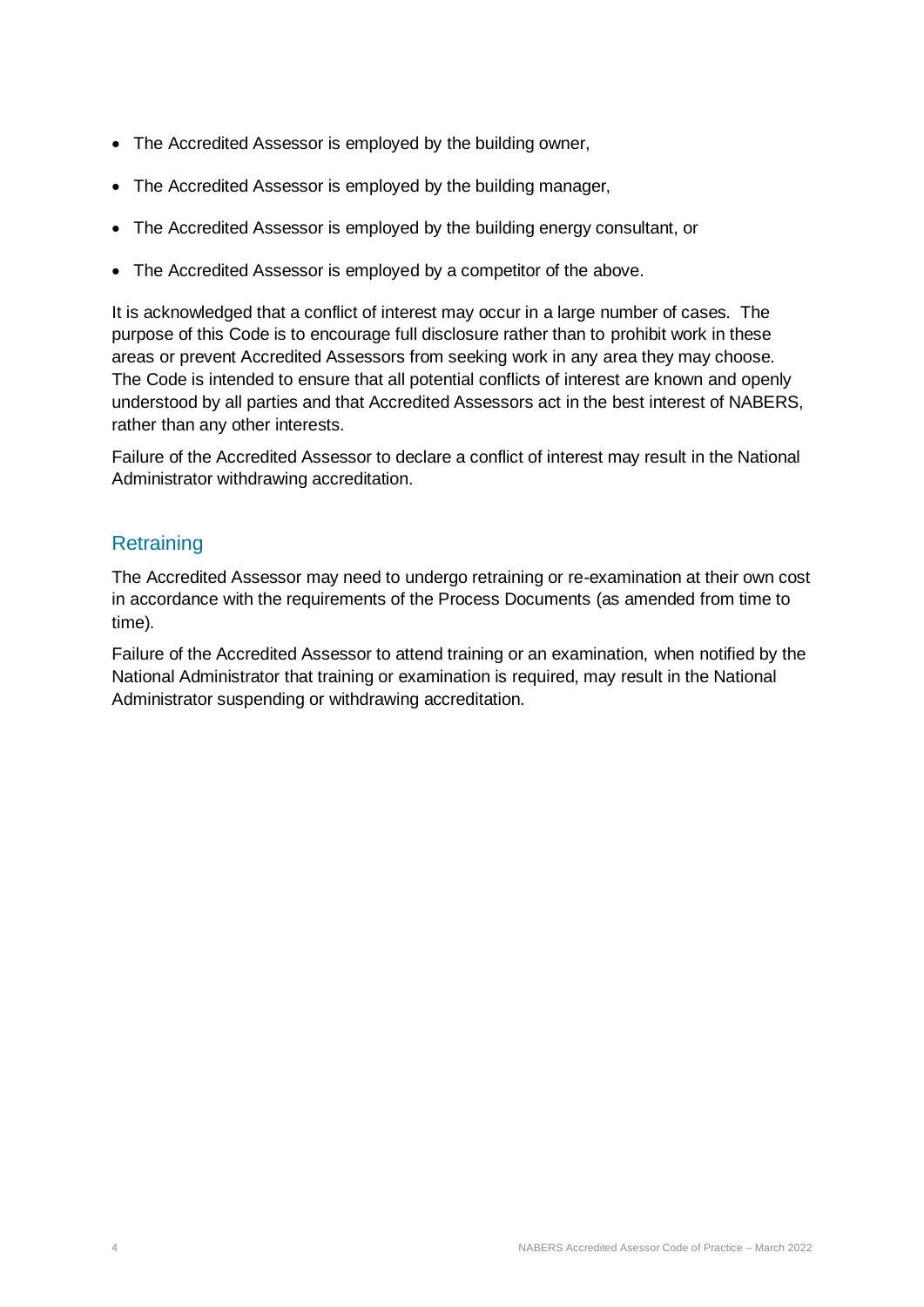- The Accredited Assessor is employed by the building owner,
- The Accredited Assessor is employed by the building manager,
- The Accredited Assessor is employed by the building energy consultant, or
- The Accredited Assessor is employed by a competitor of the above.

It is acknowledged that a conflict of interest may occur in a large number of cases. The purpose of this Code is to encourage full disclosure rather than to prohibit work in these areas or prevent Accredited Assessors from seeking work in any area they may choose. The Code is intended to ensure that all potential conflicts of interest are known and openly understood by all parties and that Accredited Assessors act in the best interest of NABERS, rather than any other interests.

Failure of the Accredited Assessor to declare a conflict of interest may result in the National Administrator withdrawing accreditation.

## Retraining

The Accredited Assessor may need to undergo retraining or re-examination at their own cost in accordance with the requirements of the Process Documents (as amended from time to time).

Failure of the Accredited Assessor to attend training or an examination, when notified by the National Administrator that training or examination is required, may result in the National Administrator suspending or withdrawing accreditation.